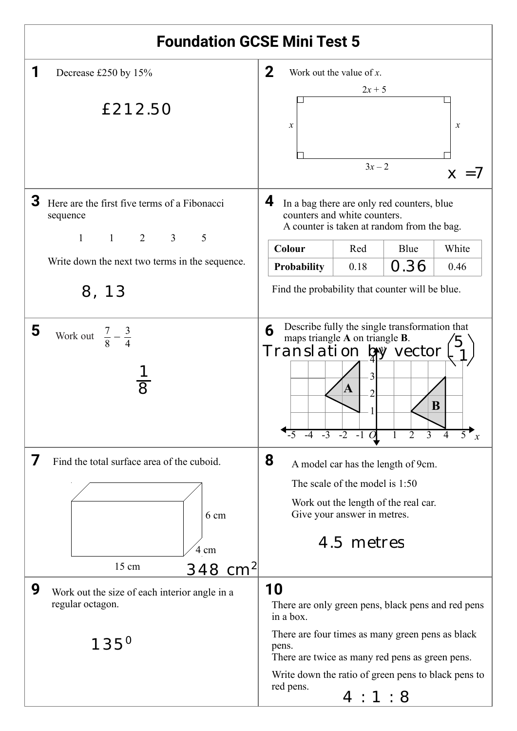# Foundation GCSE Mini Test 5

**1** Decrease £250 by 15%

£212.50

**2** Work out the value of $x$.

$2x + 5$

$x$ $x$

$3x - 2$

$x = 7$

**3** Here are the first five terms of a Fibonacci sequence

1 1 2 3 5

Write down the next two terms in the sequence.

8, 13

**4** In a bag there are only red counters, blue counters and white counters.
A counter is taken at random from the bag.

| Colour | Red | Blue | White |
|---|---|---|---|
| Probability | 0.18 | 0.36 | 0.46 |

Find the probability that counter will be blue.

**5** Work out $\frac{7}{8} - \frac{3}{4}$

$\frac{1}{8}$

**6** Describe fully the single transformation that maps triangle **A** on triangle **B**.

Translation by vector $\begin{pmatrix} 5 \\ -1 \end{pmatrix}$

**7** Find the total surface area of the cuboid.

15 cm, 6 cm, 4 cm

348 $cm^2$

**8** A model car has the length of 9cm.

The scale of the model is 1:50

Work out the length of the real car.
Give your answer in metres.

4.5 metres

**9** Work out the size of each interior angle in a regular octagon.

$135^0$

**10** There are only green pens, black pens and red pens in a box.

There are four times as many green pens as black pens.
There are twice as many red pens as green pens.

Write down the ratio of green pens to black pens to red pens.

4 : 1 : 8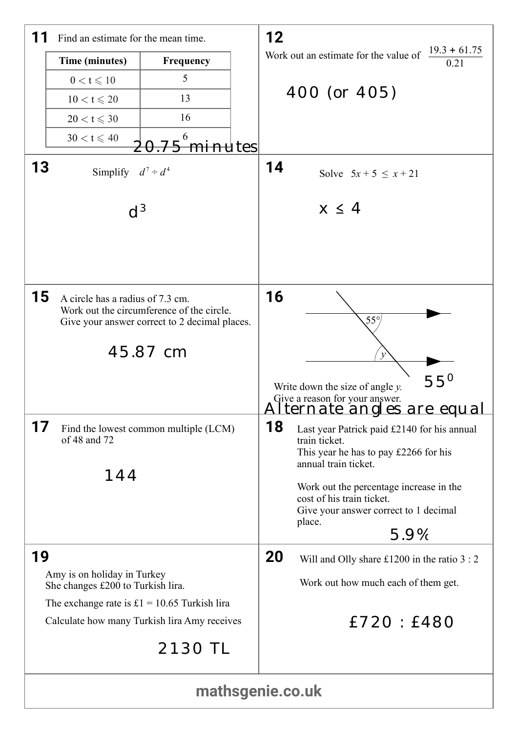**11** Find an estimate for the mean time.

| Time (minutes) | Frequency |
|---|---|
| $0 < t \leqslant 10$ | 5 |
| $10 < t \leqslant 20$ | 13 |
| $20 < t \leqslant 30$ | 16 |
| $30 < t \leqslant 40$ | 6 |

20.75 minutes

**12**

Work out an estimate for the value of $\frac{19.3 + 61.75}{0.21}$

400 (or 405)

**13** Simplify $d^7 \div d^4$

$d^3$

**14** Solve $5x + 5 \leq x + 21$

$x \leq 4$

**15** A circle has a radius of 7.3 cm.
Work out the circumference of the circle.
Give your answer correct to 2 decimal places.

45.87 cm

**16**

55°

$y$

Write down the size of angle $y$.
Give a reason for your answer.

$55^0$

Alternate angles are equal

**17** Find the lowest common multiple (LCM) of 48 and 72

144

**18** Last year Patrick paid £2140 for his annual train ticket.
This year he has to pay £2266 for his annual train ticket.

Work out the percentage increase in the cost of his train ticket.
Give your answer correct to 1 decimal place.

5.9%

**19**

Amy is on holiday in Turkey
She changes £200 to Turkish lira.

The exchange rate is £1 = 10.65 Turkish lira

Calculate how many Turkish lira Amy receives

2130 TL

**20** Will and Olly share £1200 in the ratio 3 : 2

Work out how much each of them get.

£720 : £480

**mathsgenie.co.uk**